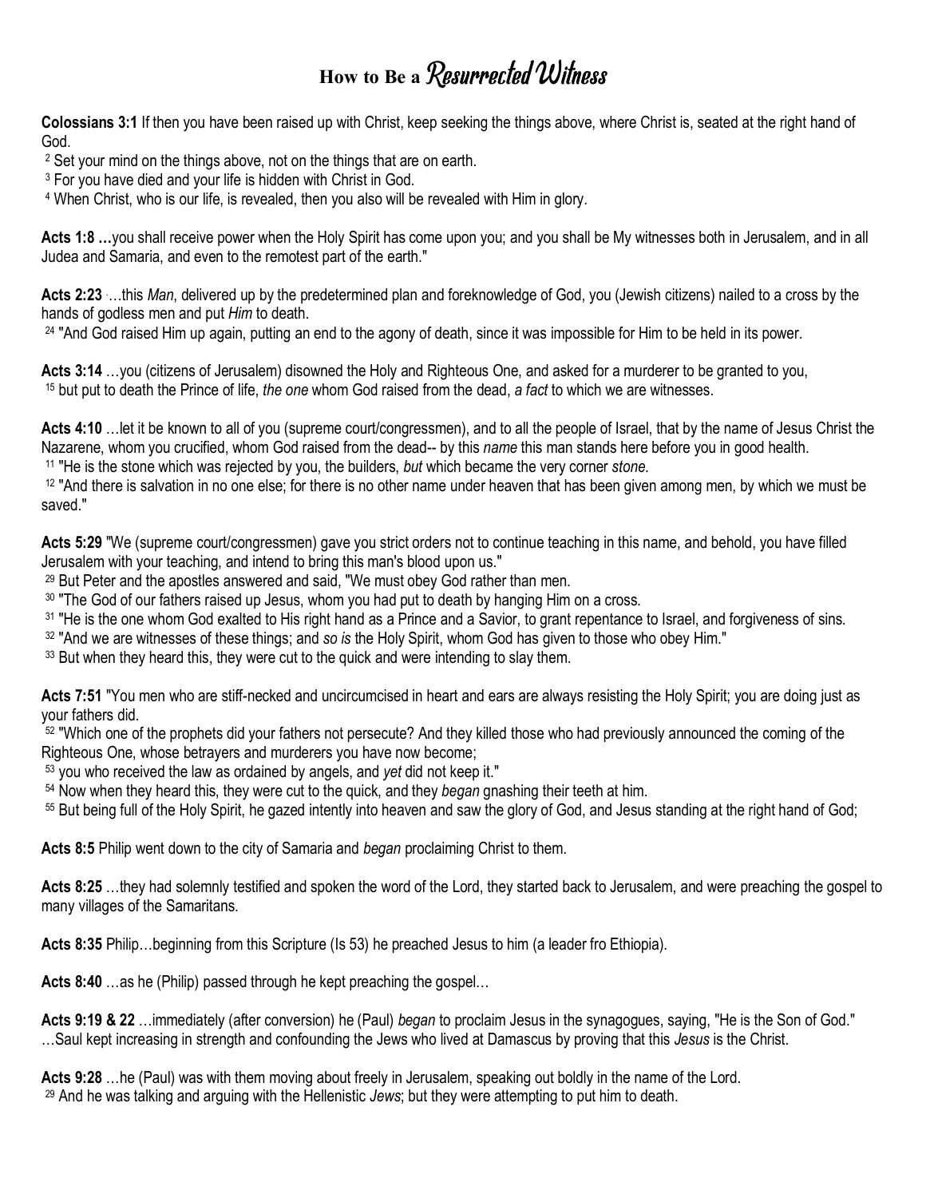# How to Be a *Resurrected Witness*

**Colossians 3:1** If then you have been raised up with Christ, keep seeking the things above, where Christ is, seated at the right hand of God.
[2] Set your mind on the things above, not on the things that are on earth.
[3] For you have died and your life is hidden with Christ in God.
[4] When Christ, who is our life, is revealed, then you also will be revealed with Him in glory.

**Acts 1:8 …**you shall receive power when the Holy Spirit has come upon you; and you shall be My witnesses both in Jerusalem, and in all Judea and Samaria, and even to the remotest part of the earth."

**Acts 2:23** …this *Man*, delivered up by the predetermined plan and foreknowledge of God, you (Jewish citizens) nailed to a cross by the hands of godless men and put *Him* to death.
[24] "And God raised Him up again, putting an end to the agony of death, since it was impossible for Him to be held in its power.

**Acts 3:14** …you (citizens of Jerusalem) disowned the Holy and Righteous One, and asked for a murderer to be granted to you,
[15] but put to death the Prince of life, *the one* whom God raised from the dead, *a fact* to which we are witnesses.

**Acts 4:10** …let it be known to all of you (supreme court/congressmen), and to all the people of Israel, that by the name of Jesus Christ the Nazarene, whom you crucified, whom God raised from the dead-- by this *name* this man stands here before you in good health.
[11] "He is the stone which was rejected by you, the builders, *but* which became the very corner *stone*.
[12] "And there is salvation in no one else; for there is no other name under heaven that has been given among men, by which we must be saved."

**Acts 5:29** "We (supreme court/congressmen) gave you strict orders not to continue teaching in this name, and behold, you have filled Jerusalem with your teaching, and intend to bring this man's blood upon us."
[29] But Peter and the apostles answered and said, "We must obey God rather than men.
[30] "The God of our fathers raised up Jesus, whom you had put to death by hanging Him on a cross.
[31] "He is the one whom God exalted to His right hand as a Prince and a Savior, to grant repentance to Israel, and forgiveness of sins.
[32] "And we are witnesses of these things; and *so is* the Holy Spirit, whom God has given to those who obey Him."
[33] But when they heard this, they were cut to the quick and were intending to slay them.

**Acts 7:51** "You men who are stiff-necked and uncircumcised in heart and ears are always resisting the Holy Spirit; you are doing just as your fathers did.
[52] "Which one of the prophets did your fathers not persecute? And they killed those who had previously announced the coming of the Righteous One, whose betrayers and murderers you have now become;
[53] you who received the law as ordained by angels, and *yet* did not keep it."
[54] Now when they heard this, they were cut to the quick, and they *began* gnashing their teeth at him.
[55] But being full of the Holy Spirit, he gazed intently into heaven and saw the glory of God, and Jesus standing at the right hand of God;

**Acts 8:5** Philip went down to the city of Samaria and *began* proclaiming Christ to them.

**Acts 8:25** …they had solemnly testified and spoken the word of the Lord, they started back to Jerusalem, and were preaching the gospel to many villages of the Samaritans.

**Acts 8:35** Philip…beginning from this Scripture (Is 53) he preached Jesus to him (a leader fro Ethiopia).

**Acts 8:40** …as he (Philip) passed through he kept preaching the gospel…

**Acts 9:19 & 22** …immediately (after conversion) he (Paul) *began* to proclaim Jesus in the synagogues, saying, "He is the Son of God." …Saul kept increasing in strength and confounding the Jews who lived at Damascus by proving that this *Jesus* is the Christ.

**Acts 9:28** …he (Paul) was with them moving about freely in Jerusalem, speaking out boldly in the name of the Lord.
[29] And he was talking and arguing with the Hellenistic *Jews*; but they were attempting to put him to death.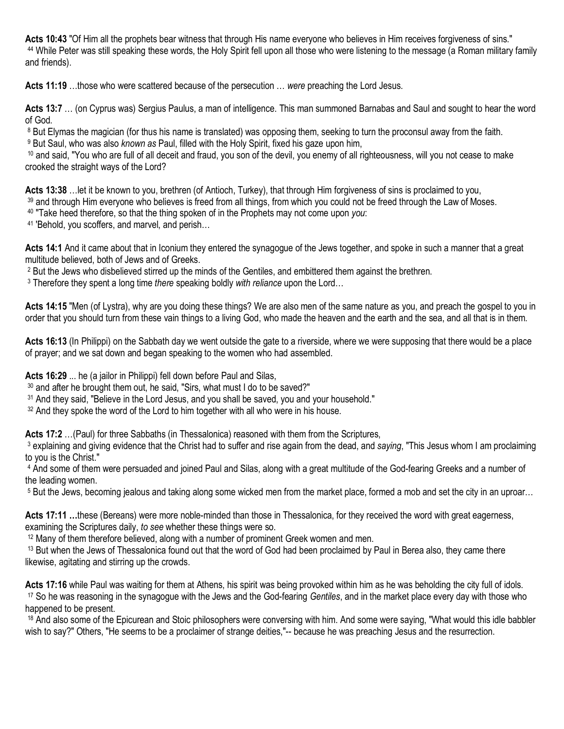**Acts 10:43** "Of Him all the prophets bear witness that through His name everyone who believes in Him receives forgiveness of sins."
[44] While Peter was still speaking these words, the Holy Spirit fell upon all those who were listening to the message (a Roman military family and friends).

**Acts 11:19** …those who were scattered because of the persecution … *were* preaching the Lord Jesus.

**Acts 13:7** … (on Cyprus was) Sergius Paulus, a man of intelligence. This man summoned Barnabas and Saul and sought to hear the word of God.
[8] But Elymas the magician (for thus his name is translated) was opposing them, seeking to turn the proconsul away from the faith.
[9] But Saul, who was also *known as* Paul, filled with the Holy Spirit, fixed his gaze upon him,
[10] and said, "You who are full of all deceit and fraud, you son of the devil, you enemy of all righteousness, will you not cease to make crooked the straight ways of the Lord?

**Acts 13:38** …let it be known to you, brethren (of Antioch, Turkey), that through Him forgiveness of sins is proclaimed to you,
[39] and through Him everyone who believes is freed from all things, from which you could not be freed through the Law of Moses.
[40] "Take heed therefore, so that the thing spoken of in the Prophets may not come upon *you*:
[41] 'Behold, you scoffers, and marvel, and perish…

**Acts 14:1** And it came about that in Iconium they entered the synagogue of the Jews together, and spoke in such a manner that a great multitude believed, both of Jews and of Greeks.
[2] But the Jews who disbelieved stirred up the minds of the Gentiles, and embittered them against the brethren.
[3] Therefore they spent a long time *there* speaking boldly *with reliance* upon the Lord…

**Acts 14:15** "Men (of Lystra), why are you doing these things? We are also men of the same nature as you, and preach the gospel to you in order that you should turn from these vain things to a living God, who made the heaven and the earth and the sea, and all that is in them.

**Acts 16:13** (In Philippi) on the Sabbath day we went outside the gate to a riverside, where we were supposing that there would be a place of prayer; and we sat down and began speaking to the women who had assembled.

**Acts 16:29** ... he (a jailor in Philippi) fell down before Paul and Silas,
[30] and after he brought them out, he said, "Sirs, what must I do to be saved?"
[31] And they said, "Believe in the Lord Jesus, and you shall be saved, you and your household."
[32] And they spoke the word of the Lord to him together with all who were in his house.

**Acts 17:2** …(Paul) for three Sabbaths (in Thessalonica) reasoned with them from the Scriptures,
[3] explaining and giving evidence that the Christ had to suffer and rise again from the dead, and *saying*, "This Jesus whom I am proclaiming to you is the Christ."
[4] And some of them were persuaded and joined Paul and Silas, along with a great multitude of the God-fearing Greeks and a number of the leading women.
[5] But the Jews, becoming jealous and taking along some wicked men from the market place, formed a mob and set the city in an uproar…

**Acts 17:11 …**these (Bereans) were more noble-minded than those in Thessalonica, for they received the word with great eagerness, examining the Scriptures daily, *to see* whether these things were so.
[12] Many of them therefore believed, along with a number of prominent Greek women and men.
[13] But when the Jews of Thessalonica found out that the word of God had been proclaimed by Paul in Berea also, they came there likewise, agitating and stirring up the crowds.

**Acts 17:16** while Paul was waiting for them at Athens, his spirit was being provoked within him as he was beholding the city full of idols.
[17] So he was reasoning in the synagogue with the Jews and the God-fearing *Gentiles*, and in the market place every day with those who happened to be present.
[18] And also some of the Epicurean and Stoic philosophers were conversing with him. And some were saying, "What would this idle babbler wish to say?" Others, "He seems to be a proclaimer of strange deities,"-- because he was preaching Jesus and the resurrection.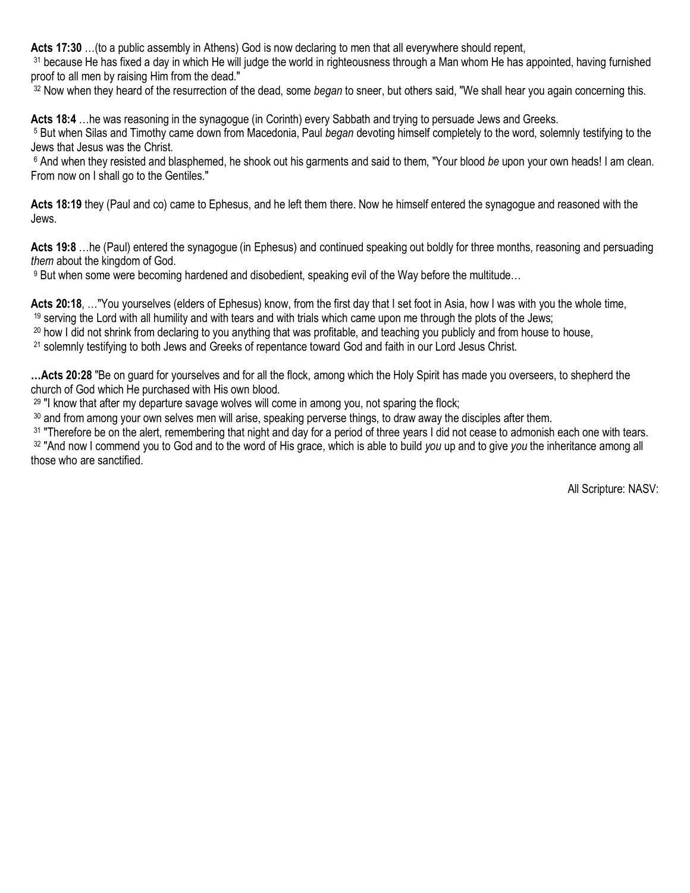**Acts 17:30** …(to a public assembly in Athens) God is now declaring to men that all everywhere should repent,
[31] because He has fixed a day in which He will judge the world in righteousness through a Man whom He has appointed, having furnished proof to all men by raising Him from the dead."
[32] Now when they heard of the resurrection of the dead, some *began* to sneer, but others said, "We shall hear you again concerning this.

**Acts 18:4** …he was reasoning in the synagogue (in Corinth) every Sabbath and trying to persuade Jews and Greeks.
[5] But when Silas and Timothy came down from Macedonia, Paul *began* devoting himself completely to the word, solemnly testifying to the Jews that Jesus was the Christ.
[6] And when they resisted and blasphemed, he shook out his garments and said to them, "Your blood *be* upon your own heads! I am clean. From now on I shall go to the Gentiles."

**Acts 18:19** they (Paul and co) came to Ephesus, and he left them there. Now he himself entered the synagogue and reasoned with the Jews.

**Acts 19:8** …he (Paul) entered the synagogue (in Ephesus) and continued speaking out boldly for three months, reasoning and persuading *them* about the kingdom of God.
[9] But when some were becoming hardened and disobedient, speaking evil of the Way before the multitude…

**Acts 20:18**, …"You yourselves (elders of Ephesus) know, from the first day that I set foot in Asia, how I was with you the whole time,
[19] serving the Lord with all humility and with tears and with trials which came upon me through the plots of the Jews;
[20] how I did not shrink from declaring to you anything that was profitable, and teaching you publicly and from house to house,
[21] solemnly testifying to both Jews and Greeks of repentance toward God and faith in our Lord Jesus Christ.

**…Acts 20:28** "Be on guard for yourselves and for all the flock, among which the Holy Spirit has made you overseers, to shepherd the church of God which He purchased with His own blood.
[29] "I know that after my departure savage wolves will come in among you, not sparing the flock;
[30] and from among your own selves men will arise, speaking perverse things, to draw away the disciples after them.
[31] "Therefore be on the alert, remembering that night and day for a period of three years I did not cease to admonish each one with tears.
[32] "And now I commend you to God and to the word of His grace, which is able to build *you* up and to give *you* the inheritance among all those who are sanctified.

All Scripture: NASV: